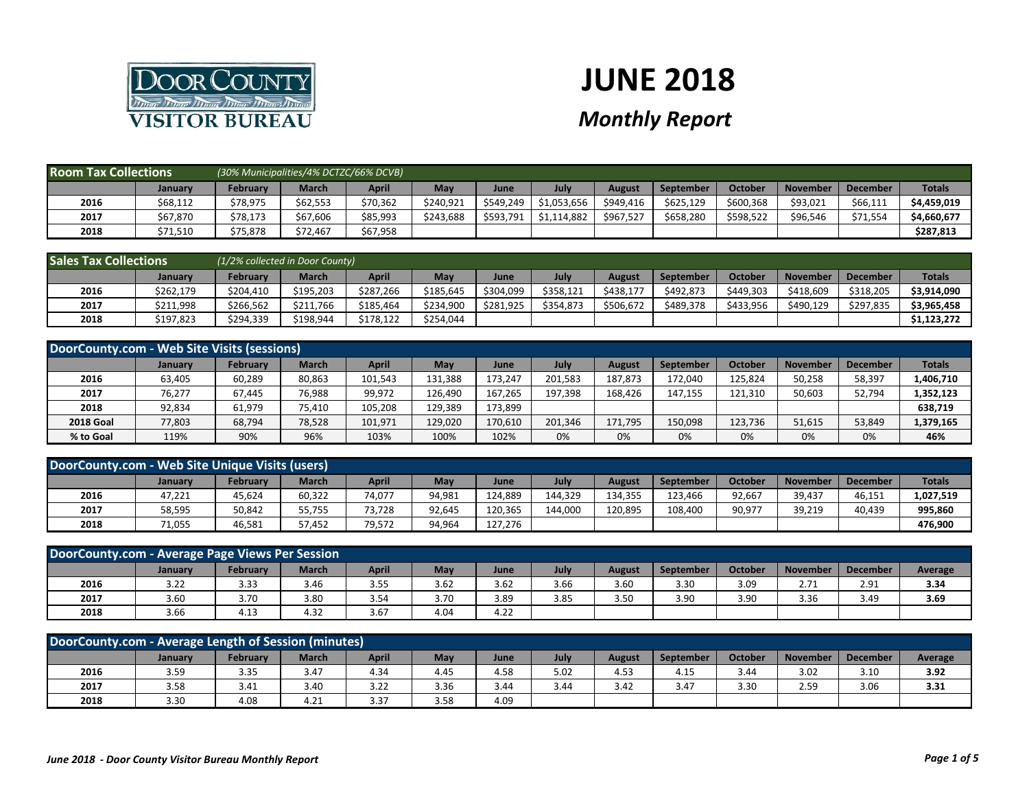# JUNE 2018

## *Monthly Report*

**Room Tax Collections** *(30% Municipalities/4% DCTZC/66% DCVB)*

| | January | February | March | April | May | June | July | August | September | October | November | December | Totals |
|---|---|---|---|---|---|---|---|---|---|---|---|---|---|
| 2016 | $68,112 | $78,975 | $62,553 | $70,362 | $240,921 | $549,249 | $1,053,656 | $949,416 | $625,129 | $600,368 | $93,021 | $66,111 | **$4,459,019** |
| 2017 | $67,870 | $78,173 | $67,606 | $85,993 | $243,688 | $593,791 | $1,114,882 | $967,527 | $658,280 | $598,522 | $96,546 | $71,554 | **$4,660,677** |
| 2018 | $71,510 | $75,878 | $72,467 | $67,958 | | | | | | | | | **$287,813** |

**Sales Tax Collections** *(1/2% collected in Door County)*

| | January | February | March | April | May | June | July | August | September | October | November | December | Totals |
|---|---|---|---|---|---|---|---|---|---|---|---|---|---|
| 2016 | $262,179 | $204,410 | $195,203 | $287,266 | $185,645 | $304,099 | $358,121 | $438,177 | $492,873 | $449,303 | $418,609 | $318,205 | **$3,914,090** |
| 2017 | $211,998 | $266,562 | $211,766 | $185,464 | $234,900 | $281,925 | $354,873 | $506,672 | $489,378 | $433,956 | $490,129 | $297,835 | **$3,965,458** |
| 2018 | $197,823 | $294,339 | $198,944 | $178,122 | $254,044 | | | | | | | | **$1,123,272** |

**DoorCounty.com - Web Site Visits (sessions)**

| | January | February | March | April | May | June | July | August | September | October | November | December | Totals |
|---|---|---|---|---|---|---|---|---|---|---|---|---|---|
| 2016 | 63,405 | 60,289 | 80,863 | 101,543 | 131,388 | 173,247 | 201,583 | 187,873 | 172,040 | 125,824 | 50,258 | 58,397 | **1,406,710** |
| 2017 | 76,277 | 67,445 | 76,988 | 99,972 | 126,490 | 167,265 | 197,398 | 168,426 | 147,155 | 121,310 | 50,603 | 52,794 | **1,352,123** |
| 2018 | 92,834 | 61,979 | 75,410 | 105,208 | 129,389 | 173,899 | | | | | | | **638,719** |
| 2018 Goal | 77,803 | 68,794 | 78,528 | 101,971 | 129,020 | 170,610 | 201,346 | 171,795 | 150,098 | 123,736 | 51,615 | 53,849 | **1,379,165** |
| % to Goal | 119% | 90% | 96% | 103% | 100% | 102% | 0% | 0% | 0% | 0% | 0% | 0% | **46%** |

**DoorCounty.com - Web Site Unique Visits (users)**

| | January | February | March | April | May | June | July | August | September | October | November | December | Totals |
|---|---|---|---|---|---|---|---|---|---|---|---|---|---|
| 2016 | 47,221 | 45,624 | 60,322 | 74,077 | 94,981 | 124,889 | 144,329 | 134,355 | 123,466 | 92,667 | 39,437 | 46,151 | **1,027,519** |
| 2017 | 58,595 | 50,842 | 55,755 | 73,728 | 92,645 | 120,365 | 144,000 | 120,895 | 108,400 | 90,977 | 39,219 | 40,439 | **995,860** |
| 2018 | 71,055 | 46,581 | 57,452 | 79,572 | 94,964 | 127,276 | | | | | | | **476,900** |

**DoorCounty.com - Average Page Views Per Session**

| | January | February | March | April | May | June | July | August | September | October | November | December | Average |
|---|---|---|---|---|---|---|---|---|---|---|---|---|---|
| 2016 | 3.22 | 3.33 | 3.46 | 3.55 | 3.62 | 3.62 | 3.66 | 3.60 | 3.30 | 3.09 | 2.71 | 2.91 | **3.34** |
| 2017 | 3.60 | 3.70 | 3.80 | 3.54 | 3.70 | 3.89 | 3.85 | 3.50 | 3.90 | 3.90 | 3.36 | 3.49 | **3.69** |
| 2018 | 3.66 | 4.13 | 4.32 | 3.67 | 4.04 | 4.22 | | | | | | | |

**DoorCounty.com - Average Length of Session (minutes)**

| | January | February | March | April | May | June | July | August | September | October | November | December | Average |
|---|---|---|---|---|---|---|---|---|---|---|---|---|---|
| 2016 | 3.59 | 3.35 | 3.47 | 4.34 | 4.45 | 4.58 | 5.02 | 4.53 | 4.15 | 3.44 | 3.02 | 3.10 | **3.92** |
| 2017 | 3.58 | 3.41 | 3.40 | 3.22 | 3.36 | 3.44 | 3.44 | 3.42 | 3.47 | 3.30 | 2.59 | 3.06 | **3.31** |
| 2018 | 3.30 | 4.08 | 4.21 | 3.37 | 3.58 | 4.09 | | | | | | | |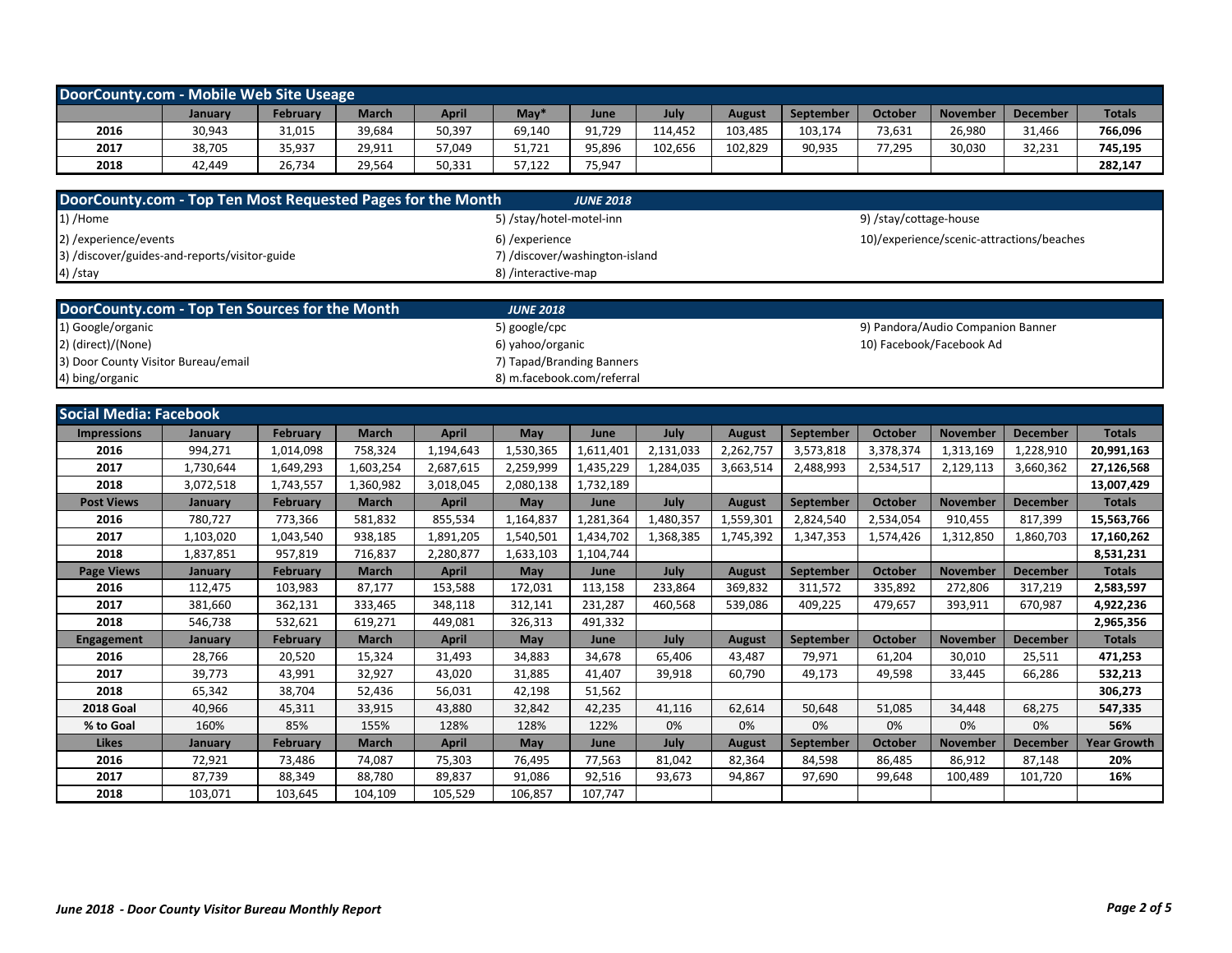## DoorCounty.com - Mobile Web Site Useage

| | January | February | March | April | May* | June | July | August | September | October | November | December | Totals |
|---|---|---|---|---|---|---|---|---|---|---|---|---|---|
| 2016 | 30,943 | 31,015 | 39,684 | 50,397 | 69,140 | 91,729 | 114,452 | 103,485 | 103,174 | 73,631 | 26,980 | 31,466 | **766,096** |
| 2017 | 38,705 | 35,937 | 29,911 | 57,049 | 51,721 | 95,896 | 102,656 | 102,829 | 90,935 | 77,295 | 30,030 | 32,231 | **745,195** |
| 2018 | 42,449 | 26,734 | 29,564 | 50,331 | 57,122 | 75,947 | | | | | | | **282,147** |

## DoorCounty.com - Top Ten Most Requested Pages for the Month *JUNE 2018*

1) /Home
2) /experience/events
3) /discover/guides-and-reports/visitor-guide
4) /stay
5) /stay/hotel-motel-inn
6) /experience
7) /discover/washington-island
8) /interactive-map
9) /stay/cottage-house
10)/experience/scenic-attractions/beaches

## DoorCounty.com - Top Ten Sources for the Month *JUNE 2018*

1) Google/organic
2) (direct)/(None)
3) Door County Visitor Bureau/email
4) bing/organic
5) google/cpc
6) yahoo/organic
7) Tapad/Branding Banners
8) m.facebook.com/referral
9) Pandora/Audio Companion Banner
10) Facebook/Facebook Ad

## Social Media: Facebook

| Impressions | January | February | March | April | May | June | July | August | September | October | November | December | Totals |
|---|---|---|---|---|---|---|---|---|---|---|---|---|---|
| 2016 | 994,271 | 1,014,098 | 758,324 | 1,194,643 | 1,530,365 | 1,611,401 | 2,131,033 | 2,262,757 | 3,573,818 | 3,378,374 | 1,313,169 | 1,228,910 | **20,991,163** |
| 2017 | 1,730,644 | 1,649,293 | 1,603,254 | 2,687,615 | 2,259,999 | 1,435,229 | 1,284,035 | 3,663,514 | 2,488,993 | 2,534,517 | 2,129,113 | 3,660,362 | **27,126,568** |
| 2018 | 3,072,518 | 1,743,557 | 1,360,982 | 3,018,045 | 2,080,138 | 1,732,189 | | | | | | | **13,007,429** |
| **Post Views** | **January** | **February** | **March** | **April** | **May** | **June** | **July** | **August** | **September** | **October** | **November** | **December** | **Totals** |
| 2016 | 780,727 | 773,366 | 581,832 | 855,534 | 1,164,837 | 1,281,364 | 1,480,357 | 1,559,301 | 2,824,540 | 2,534,054 | 910,455 | 817,399 | **15,563,766** |
| 2017 | 1,103,020 | 1,043,540 | 938,185 | 1,891,205 | 1,540,501 | 1,434,702 | 1,368,385 | 1,745,392 | 1,347,353 | 1,574,426 | 1,312,850 | 1,860,703 | **17,160,262** |
| 2018 | 1,837,851 | 957,819 | 716,837 | 2,280,877 | 1,633,103 | 1,104,744 | | | | | | | **8,531,231** |
| **Page Views** | **January** | **February** | **March** | **April** | **May** | **June** | **July** | **August** | **September** | **October** | **November** | **December** | **Totals** |
| 2016 | 112,475 | 103,983 | 87,177 | 153,588 | 172,031 | 113,158 | 233,864 | 369,832 | 311,572 | 335,892 | 272,806 | 317,219 | **2,583,597** |
| 2017 | 381,660 | 362,131 | 333,465 | 348,118 | 312,141 | 231,287 | 460,568 | 539,086 | 409,225 | 479,657 | 393,911 | 670,987 | **4,922,236** |
| 2018 | 546,738 | 532,621 | 619,271 | 449,081 | 326,313 | 491,332 | | | | | | | **2,965,356** |
| **Engagement** | **January** | **February** | **March** | **April** | **May** | **June** | **July** | **August** | **September** | **October** | **November** | **December** | **Totals** |
| 2016 | 28,766 | 20,520 | 15,324 | 31,493 | 34,883 | 34,678 | 65,406 | 43,487 | 79,971 | 61,204 | 30,010 | 25,511 | **471,253** |
| 2017 | 39,773 | 43,991 | 32,927 | 43,020 | 31,885 | 41,407 | 39,918 | 60,790 | 49,173 | 49,598 | 33,445 | 66,286 | **532,213** |
| 2018 | 65,342 | 38,704 | 52,436 | 56,031 | 42,198 | 51,562 | | | | | | | **306,273** |
| **2018 Goal** | 40,966 | 45,311 | 33,915 | 43,880 | 32,842 | 42,235 | 41,116 | 62,614 | 50,648 | 51,085 | 34,448 | 68,275 | **547,335** |
| **% to Goal** | 160% | 85% | 155% | 128% | 128% | 122% | 0% | 0% | 0% | 0% | 0% | 0% | **56%** |
| **Likes** | **January** | **February** | **March** | **April** | **May** | **June** | **July** | **August** | **September** | **October** | **November** | **December** | **Year Growth** |
| 2016 | 72,921 | 73,486 | 74,087 | 75,303 | 76,495 | 77,563 | 81,042 | 82,364 | 84,598 | 86,485 | 86,912 | 87,148 | **20%** |
| 2017 | 87,739 | 88,349 | 88,780 | 89,837 | 91,086 | 92,516 | 93,673 | 94,867 | 97,690 | 99,648 | 100,489 | 101,720 | **16%** |
| 2018 | 103,071 | 103,645 | 104,109 | 105,529 | 106,857 | 107,747 | | | | | | | |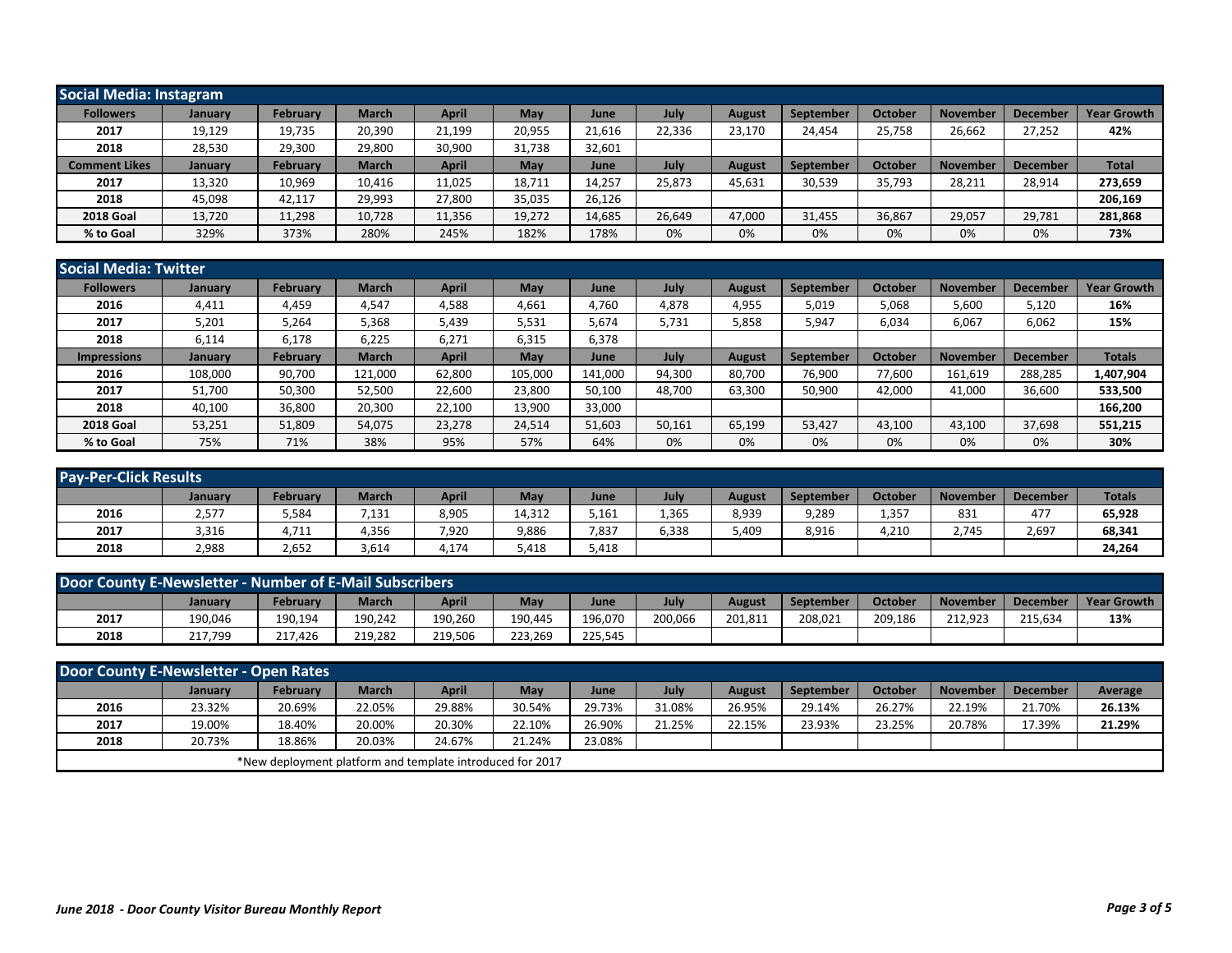## Social Media: Instagram

| Followers | January | February | March | April | May | June | July | August | September | October | November | December | Year Growth |
|---|---|---|---|---|---|---|---|---|---|---|---|---|---|
| 2017 | 19,129 | 19,735 | 20,390 | 21,199 | 20,955 | 21,616 | 22,336 | 23,170 | 24,454 | 25,758 | 26,662 | 27,252 | 42% |
| 2018 | 28,530 | 29,300 | 29,800 | 30,900 | 31,738 | 32,601 | | | | | | | |
| **Comment Likes** | **January** | **February** | **March** | **April** | **May** | **June** | **July** | **August** | **September** | **October** | **November** | **December** | **Total** |
| 2017 | 13,320 | 10,969 | 10,416 | 11,025 | 18,711 | 14,257 | 25,873 | 45,631 | 30,539 | 35,793 | 28,211 | 28,914 | 273,659 |
| 2018 | 45,098 | 42,117 | 29,993 | 27,800 | 35,035 | 26,126 | | | | | | | 206,169 |
| 2018 Goal | 13,720 | 11,298 | 10,728 | 11,356 | 19,272 | 14,685 | 26,649 | 47,000 | 31,455 | 36,867 | 29,057 | 29,781 | 281,868 |
| % to Goal | 329% | 373% | 280% | 245% | 182% | 178% | 0% | 0% | 0% | 0% | 0% | 0% | 73% |

## Social Media: Twitter

| Followers | January | February | March | April | May | June | July | August | September | October | November | December | Year Growth |
|---|---|---|---|---|---|---|---|---|---|---|---|---|---|
| 2016 | 4,411 | 4,459 | 4,547 | 4,588 | 4,661 | 4,760 | 4,878 | 4,955 | 5,019 | 5,068 | 5,600 | 5,120 | 16% |
| 2017 | 5,201 | 5,264 | 5,368 | 5,439 | 5,531 | 5,674 | 5,731 | 5,858 | 5,947 | 6,034 | 6,067 | 6,062 | 15% |
| 2018 | 6,114 | 6,178 | 6,225 | 6,271 | 6,315 | 6,378 | | | | | | | |
| **Impressions** | **January** | **February** | **March** | **April** | **May** | **June** | **July** | **August** | **September** | **October** | **November** | **December** | **Totals** |
| 2016 | 108,000 | 90,700 | 121,000 | 62,800 | 105,000 | 141,000 | 94,300 | 80,700 | 76,900 | 77,600 | 161,619 | 288,285 | 1,407,904 |
| 2017 | 51,700 | 50,300 | 52,500 | 22,600 | 23,800 | 50,100 | 48,700 | 63,300 | 50,900 | 42,000 | 41,000 | 36,600 | 533,500 |
| 2018 | 40,100 | 36,800 | 20,300 | 22,100 | 13,900 | 33,000 | | | | | | | 166,200 |
| 2018 Goal | 53,251 | 51,809 | 54,075 | 23,278 | 24,514 | 51,603 | 50,161 | 65,199 | 53,427 | 43,100 | 43,100 | 37,698 | 551,215 |
| % to Goal | 75% | 71% | 38% | 95% | 57% | 64% | 0% | 0% | 0% | 0% | 0% | 0% | 30% |

## Pay-Per-Click Results

| | January | February | March | April | May | June | July | August | September | October | November | December | Totals |
|---|---|---|---|---|---|---|---|---|---|---|---|---|---|
| 2016 | 2,577 | 5,584 | 7,131 | 8,905 | 14,312 | 5,161 | 1,365 | 8,939 | 9,289 | 1,357 | 831 | 477 | 65,928 |
| 2017 | 3,316 | 4,711 | 4,356 | 7,920 | 9,886 | 7,837 | 6,338 | 5,409 | 8,916 | 4,210 | 2,745 | 2,697 | 68,341 |
| 2018 | 2,988 | 2,652 | 3,614 | 4,174 | 5,418 | 5,418 | | | | | | | 24,264 |

## Door County E-Newsletter - Number of E-Mail Subscribers

| | January | February | March | April | May | June | July | August | September | October | November | December | Year Growth |
|---|---|---|---|---|---|---|---|---|---|---|---|---|---|
| 2017 | 190,046 | 190,194 | 190,242 | 190,260 | 190,445 | 196,070 | 200,066 | 201,811 | 208,021 | 209,186 | 212,923 | 215,634 | 13% |
| 2018 | 217,799 | 217,426 | 219,282 | 219,506 | 223,269 | 225,545 | | | | | | | |

## Door County E-Newsletter - Open Rates

| | January | February | March | April | May | June | July | August | September | October | November | December | Average |
|---|---|---|---|---|---|---|---|---|---|---|---|---|---|
| 2016 | 23.32% | 20.69% | 22.05% | 29.88% | 30.54% | 29.73% | 31.08% | 26.95% | 29.14% | 26.27% | 22.19% | 21.70% | 26.13% |
| 2017 | 19.00% | 18.40% | 20.00% | 20.30% | 22.10% | 26.90% | 21.25% | 22.15% | 23.93% | 23.25% | 20.78% | 17.39% | 21.29% |
| 2018 | 20.73% | 18.86% | 20.03% | 24.67% | 21.24% | 23.08% | | | | | | | |

*New deployment platform and template introduced for 2017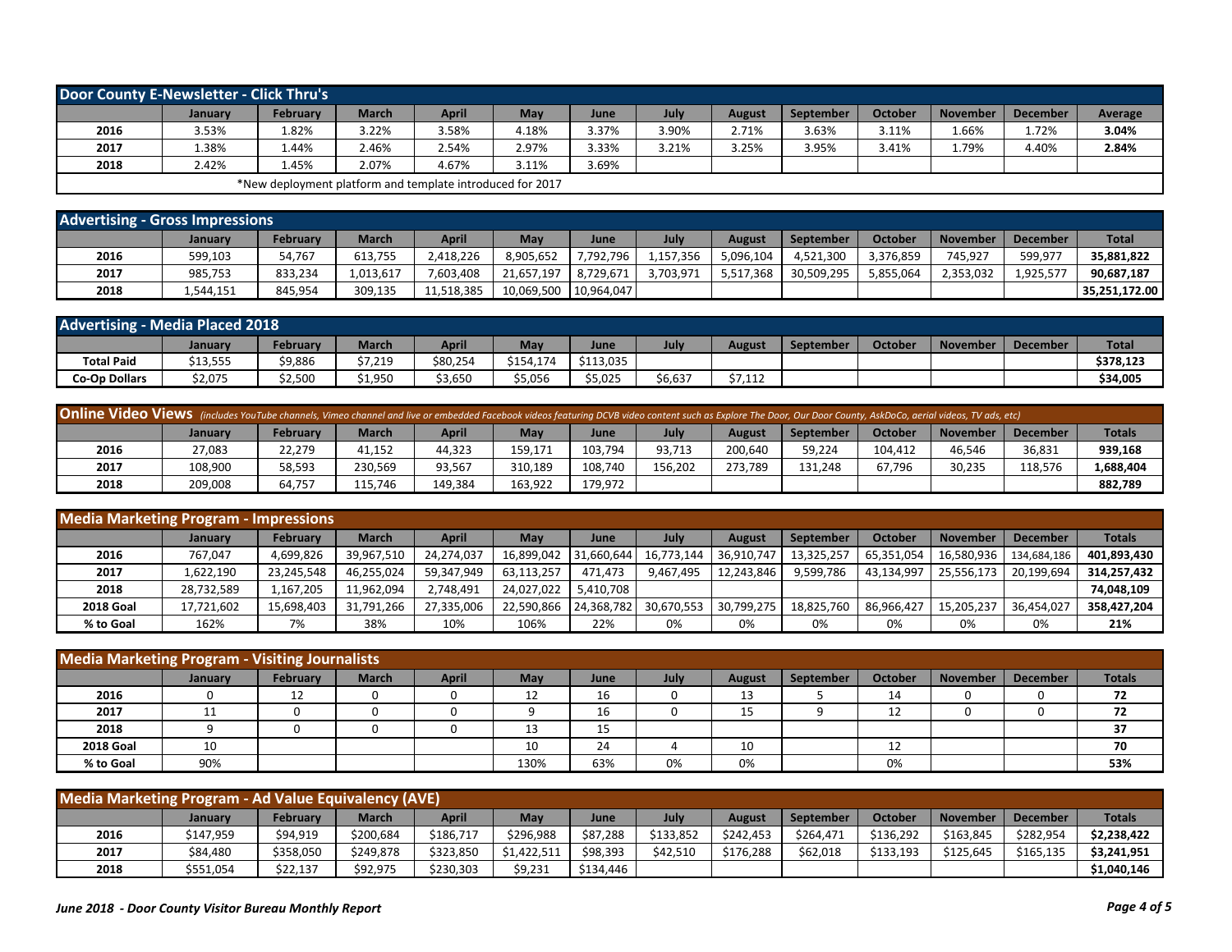## Door County E-Newsletter - Click Thru's

| | January | February | March | April | May | June | July | August | September | October | November | December | Average |
|---|---|---|---|---|---|---|---|---|---|---|---|---|---|
| 2016 | 3.53% | 1.82% | 3.22% | 3.58% | 4.18% | 3.37% | 3.90% | 2.71% | 3.63% | 3.11% | 1.66% | 1.72% | **3.04%** |
| 2017 | 1.38% | 1.44% | 2.46% | 2.54% | 2.97% | 3.33% | 3.21% | 3.25% | 3.95% | 3.41% | 1.79% | 4.40% | **2.84%** |
| 2018 | 2.42% | 1.45% | 2.07% | 4.67% | 3.11% | 3.69% | | | | | | | |

*New deployment platform and template introduced for 2017

## Advertising - Gross Impressions

| | January | February | March | April | May | June | July | August | September | October | November | December | Total |
|---|---|---|---|---|---|---|---|---|---|---|---|---|---|
| 2016 | 599,103 | 54,767 | 613,755 | 2,418,226 | 8,905,652 | 7,792,796 | 1,157,356 | 5,096,104 | 4,521,300 | 3,376,859 | 745,927 | 599,977 | **35,881,822** |
| 2017 | 985,753 | 833,234 | 1,013,617 | 7,603,408 | 21,657,197 | 8,729,671 | 3,703,971 | 5,517,368 | 30,509,295 | 5,855,064 | 2,353,032 | 1,925,577 | **90,687,187** |
| 2018 | 1,544,151 | 845,954 | 309,135 | 11,518,385 | 10,069,500 | 10,964,047 | | | | | | | **35,251,172.00** |

## Advertising - Media Placed 2018

| | January | February | March | April | May | June | July | August | September | October | November | December | Total |
|---|---|---|---|---|---|---|---|---|---|---|---|---|---|
| Total Paid | $13,555 | $9,886 | $7,219 | $80,254 | $154,174 | $113,035 | | | | | | | **$378,123** |
| Co-Op Dollars | $2,075 | $2,500 | $1,950 | $3,650 | $5,056 | $5,025 | $6,637 | $7,112 | | | | | **$34,005** |

## Online Video Views

*(includes YouTube channels, Vimeo channel and live or embedded Facebook videos featuring DCVB video content such as Explore The Door, Our Door County, AskDoCo, aerial videos, TV ads, etc)*

| | January | February | March | April | May | June | July | August | September | October | November | December | Totals |
|---|---|---|---|---|---|---|---|---|---|---|---|---|---|
| 2016 | 27,083 | 22,279 | 41,152 | 44,323 | 159,171 | 103,794 | 93,713 | 200,640 | 59,224 | 104,412 | 46,546 | 36,831 | **939,168** |
| 2017 | 108,900 | 58,593 | 230,569 | 93,567 | 310,189 | 108,740 | 156,202 | 273,789 | 131,248 | 67,796 | 30,235 | 118,576 | **1,688,404** |
| 2018 | 209,008 | 64,757 | 115,746 | 149,384 | 163,922 | 179,972 | | | | | | | **882,789** |

## Media Marketing Program - Impressions

| | January | February | March | April | May | June | July | August | September | October | November | December | Totals |
|---|---|---|---|---|---|---|---|---|---|---|---|---|---|
| 2016 | 767,047 | 4,699,826 | 39,967,510 | 24,274,037 | 16,899,042 | 31,660,644 | 16,773,144 | 36,910,747 | 13,325,257 | 65,351,054 | 16,580,936 | 134,684,186 | **401,893,430** |
| 2017 | 1,622,190 | 23,245,548 | 46,255,024 | 59,347,949 | 63,113,257 | 471,473 | 9,467,495 | 12,243,846 | 9,599,786 | 43,134,997 | 25,556,173 | 20,199,694 | **314,257,432** |
| 2018 | 28,732,589 | 1,167,205 | 11,962,094 | 2,748,491 | 24,027,022 | 5,410,708 | | | | | | | **74,048,109** |
| 2018 Goal | 17,721,602 | 15,698,403 | 31,791,266 | 27,335,006 | 22,590,866 | 24,368,782 | 30,670,553 | 30,799,275 | 18,825,760 | 86,966,427 | 15,205,237 | 36,454,027 | **358,427,204** |
| % to Goal | 162% | 7% | 38% | 10% | 106% | 22% | 0% | 0% | 0% | 0% | 0% | 0% | **21%** |

## Media Marketing Program - Visiting Journalists

| | January | February | March | April | May | June | July | August | September | October | November | December | Totals |
|---|---|---|---|---|---|---|---|---|---|---|---|---|---|
| 2016 | 0 | 12 | 0 | 0 | 12 | 16 | 0 | 13 | 5 | 14 | 0 | 0 | **72** |
| 2017 | 11 | 0 | 0 | 0 | 9 | 16 | 0 | 15 | 9 | 12 | 0 | 0 | **72** |
| 2018 | 9 | 0 | 0 | 0 | 13 | 15 | | | | | | | **37** |
| 2018 Goal | 10 | | | | 10 | 24 | 4 | 10 | | 12 | | | **70** |
| % to Goal | 90% | | | | 130% | 63% | 0% | 0% | | 0% | | | **53%** |

## Media Marketing Program - Ad Value Equivalency (AVE)

| | January | February | March | April | May | June | July | August | September | October | November | December | Totals |
|---|---|---|---|---|---|---|---|---|---|---|---|---|---|
| 2016 | $147,959 | $94,919 | $200,684 | $186,717 | $296,988 | $87,288 | $133,852 | $242,453 | $264,471 | $136,292 | $163,845 | $282,954 | **$2,238,422** |
| 2017 | $84,480 | $358,050 | $249,878 | $323,850 | $1,422,511 | $98,393 | $42,510 | $176,288 | $62,018 | $133,193 | $125,645 | $165,135 | **$3,241,951** |
| 2018 | $551,054 | $22,137 | $92,975 | $230,303 | $9,231 | $134,446 | | | | | | | **$1,040,146** |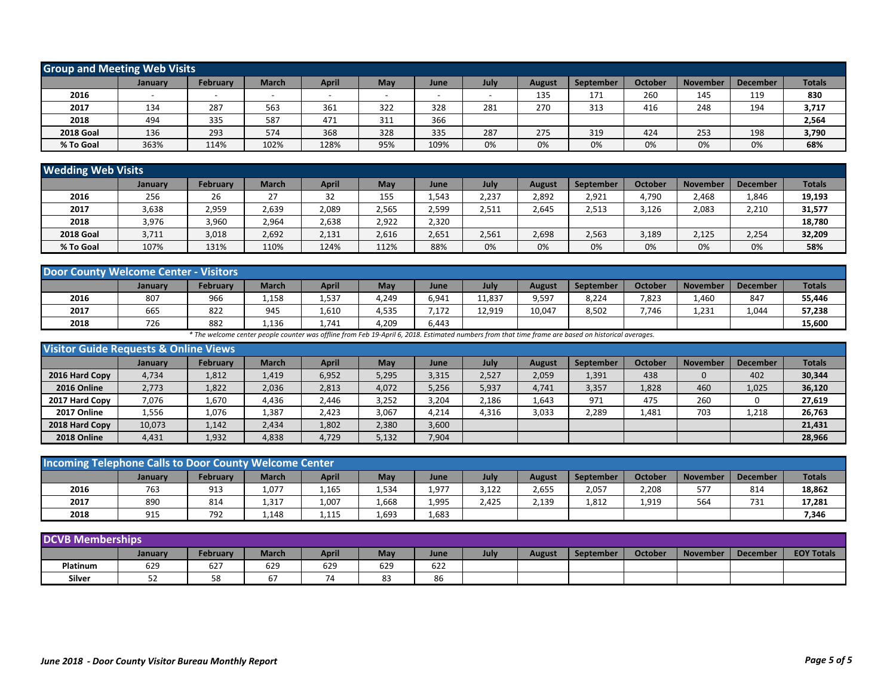## Group and Meeting Web Visits

| | January | February | March | April | May | June | July | August | September | October | November | December | Totals |
|---|---|---|---|---|---|---|---|---|---|---|---|---|---|
| **2016** | - | - | - | - | - | - | - | 135 | 171 | 260 | 145 | 119 | **830** |
| **2017** | 134 | 287 | 563 | 361 | 322 | 328 | 281 | 270 | 313 | 416 | 248 | 194 | **3,717** |
| **2018** | 494 | 335 | 587 | 471 | 311 | 366 | | | | | | | **2,564** |
| **2018 Goal** | 136 | 293 | 574 | 368 | 328 | 335 | 287 | 275 | 319 | 424 | 253 | 198 | **3,790** |
| **% To Goal** | 363% | 114% | 102% | 128% | 95% | 109% | 0% | 0% | 0% | 0% | 0% | 0% | **68%** |

## Wedding Web Visits

| | January | February | March | April | May | June | July | August | September | October | November | December | Totals |
|---|---|---|---|---|---|---|---|---|---|---|---|---|---|
| **2016** | 256 | 26 | 27 | 32 | 155 | 1,543 | 2,237 | 2,892 | 2,921 | 4,790 | 2,468 | 1,846 | **19,193** |
| **2017** | 3,638 | 2,959 | 2,639 | 2,089 | 2,565 | 2,599 | 2,511 | 2,645 | 2,513 | 3,126 | 2,083 | 2,210 | **31,577** |
| **2018** | 3,976 | 3,960 | 2,964 | 2,638 | 2,922 | 2,320 | | | | | | | **18,780** |
| **2018 Goal** | 3,711 | 3,018 | 2,692 | 2,131 | 2,616 | 2,651 | 2,561 | 2,698 | 2,563 | 3,189 | 2,125 | 2,254 | **32,209** |
| **% To Goal** | 107% | 131% | 110% | 124% | 112% | 88% | 0% | 0% | 0% | 0% | 0% | 0% | **58%** |

## Door County Welcome Center - Visitors

| | January | February | March | April | May | June | July | August | September | October | November | December | Totals |
|---|---|---|---|---|---|---|---|---|---|---|---|---|---|
| **2016** | 807 | 966 | 1,158 | 1,537 | 4,249 | 6,941 | 11,837 | 9,597 | 8,224 | 7,823 | 1,460 | 847 | **55,446** |
| **2017** | 665 | 822 | 945 | 1,610 | 4,535 | 7,172 | 12,919 | 10,047 | 8,502 | 7,746 | 1,231 | 1,044 | **57,238** |
| **2018** | 726 | 882 | 1,136 | 1,741 | 4,209 | 6,443 | | | | | | | **15,600** |

*\* The welcome center people counter was offline from Feb 19-April 6, 2018. Estimated numbers from that time frame are based on historical averages.*

## Visitor Guide Requests & Online Views

| | January | February | March | April | May | June | July | August | September | October | November | December | Totals |
|---|---|---|---|---|---|---|---|---|---|---|---|---|---|
| **2016 Hard Copy** | 4,734 | 1,812 | 1,419 | 6,952 | 5,295 | 3,315 | 2,527 | 2,059 | 1,391 | 438 | 0 | 402 | **30,344** |
| **2016 Online** | 2,773 | 1,822 | 2,036 | 2,813 | 4,072 | 5,256 | 5,937 | 4,741 | 3,357 | 1,828 | 460 | 1,025 | **36,120** |
| **2017 Hard Copy** | 7,076 | 1,670 | 4,436 | 2,446 | 3,252 | 3,204 | 2,186 | 1,643 | 971 | 475 | 260 | 0 | **27,619** |
| **2017 Online** | 1,556 | 1,076 | 1,387 | 2,423 | 3,067 | 4,214 | 4,316 | 3,033 | 2,289 | 1,481 | 703 | 1,218 | **26,763** |
| **2018 Hard Copy** | 10,073 | 1,142 | 2,434 | 1,802 | 2,380 | 3,600 | | | | | | | **21,431** |
| **2018 Online** | 4,431 | 1,932 | 4,838 | 4,729 | 5,132 | 7,904 | | | | | | | **28,966** |

## Incoming Telephone Calls to Door County Welcome Center

| | January | February | March | April | May | June | July | August | September | October | November | December | Totals |
|---|---|---|---|---|---|---|---|---|---|---|---|---|---|
| **2016** | 763 | 913 | 1,077 | 1,165 | 1,534 | 1,977 | 3,122 | 2,655 | 2,057 | 2,208 | 577 | 814 | **18,862** |
| **2017** | 890 | 814 | 1,317 | 1,007 | 1,668 | 1,995 | 2,425 | 2,139 | 1,812 | 1,919 | 564 | 731 | **17,281** |
| **2018** | 915 | 792 | 1,148 | 1,115 | 1,693 | 1,683 | | | | | | | **7,346** |

## DCVB Memberships

| | January | February | March | April | May | June | July | August | September | October | November | December | EOY Totals |
|---|---|---|---|---|---|---|---|---|---|---|---|---|---|
| **Platinum** | 629 | 627 | 629 | 629 | 629 | 622 | | | | | | | |
| **Silver** | 52 | 58 | 67 | 74 | 83 | 86 | | | | | | | |

*June 2018 - Door County Visitor Bureau Monthly Report*